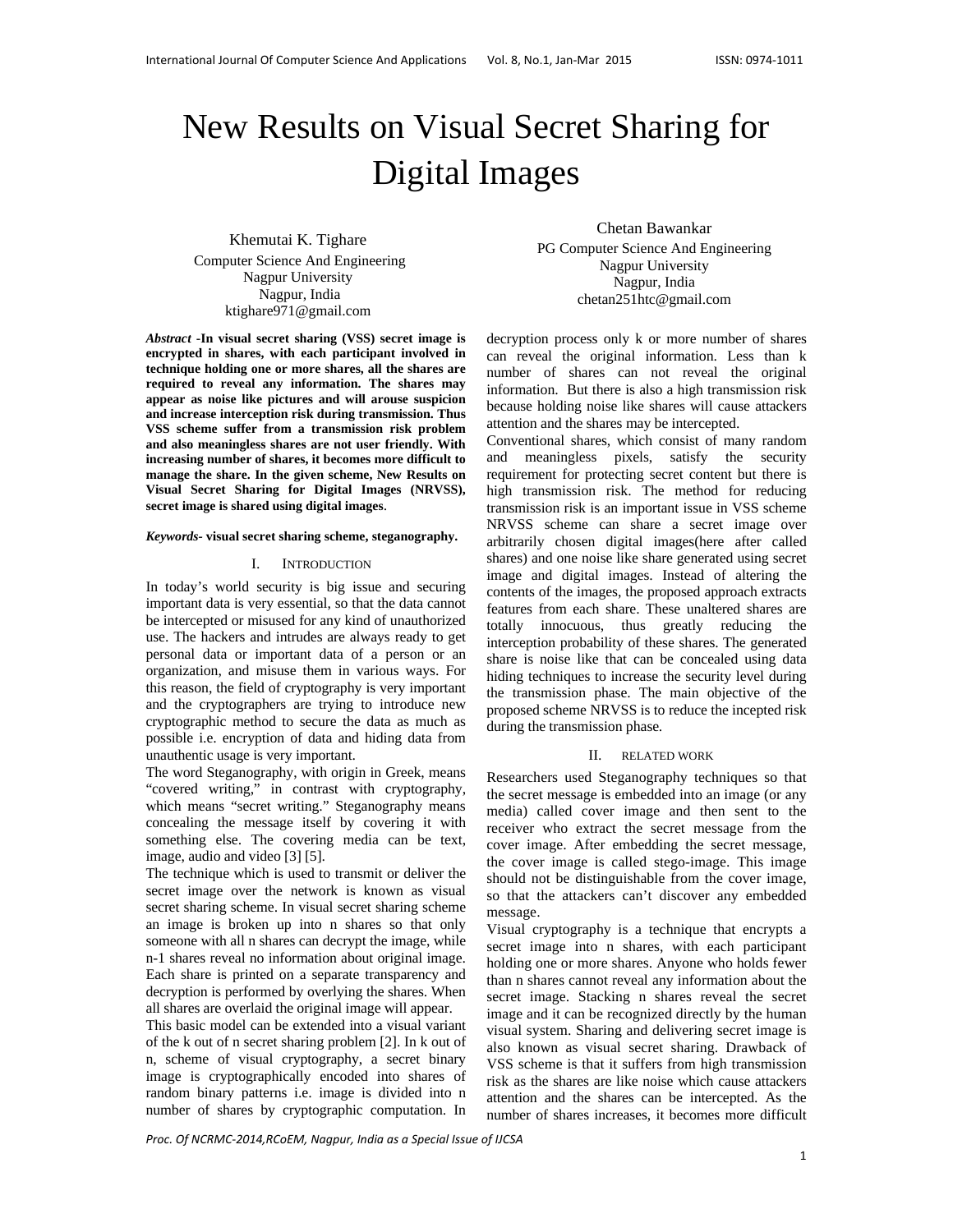// New Results on Visual Secret Sharing for Digital Images

Khemutai K. Tighare
Computer Science And Engineering
Nagpur University
Nagpur, India
ktighare971@gmail.com

Chetan Bawankar
PG Computer Science And Engineering
Nagpur University
Nagpur, India
chetan251htc@gmail.com

***Abstract*** **-In visual secret sharing (VSS) secret image is encrypted in shares, with each participant involved in technique holding one or more shares, all the shares are required to reveal any information. The shares may appear as noise like pictures and will arouse suspicion and increase interception risk during transmission. Thus VSS scheme suffer from a transmission risk problem and also meaningless shares are not user friendly. With increasing number of shares, it becomes more difficult to manage the share. In the given scheme, New Results on Visual Secret Sharing for Digital Images (NRVSS), secret image is shared using digital images**.

***Keywords-*** **visual secret sharing scheme, steganography.**

## I. INTRODUCTION

In today's world security is big issue and securing important data is very essential, so that the data cannot be intercepted or misused for any kind of unauthorized use. The hackers and intrudes are always ready to get personal data or important data of a person or an organization, and misuse them in various ways. For this reason, the field of cryptography is very important and the cryptographers are trying to introduce new cryptographic method to secure the data as much as possible i.e. encryption of data and hiding data from unauthentic usage is very important.

The word Steganography, with origin in Greek, means "covered writing," in contrast with cryptography, which means "secret writing." Steganography means concealing the message itself by covering it with something else. The covering media can be text, image, audio and video [3] [5].

The technique which is used to transmit or deliver the secret image over the network is known as visual secret sharing scheme. In visual secret sharing scheme an image is broken up into n shares so that only someone with all n shares can decrypt the image, while n-1 shares reveal no information about original image. Each share is printed on a separate transparency and decryption is performed by overlying the shares. When all shares are overlaid the original image will appear.

This basic model can be extended into a visual variant of the k out of n secret sharing problem [2]. In k out of n, scheme of visual cryptography, a secret binary image is cryptographically encoded into shares of random binary patterns i.e. image is divided into n number of shares by cryptographic computation. In decryption process only k or more number of shares can reveal the original information. Less than k number of shares can not reveal the original information. But there is also a high transmission risk because holding noise like shares will cause attackers attention and the shares may be intercepted.

Conventional shares, which consist of many random and meaningless pixels, satisfy the security requirement for protecting secret content but there is high transmission risk. The method for reducing transmission risk is an important issue in VSS scheme NRVSS scheme can share a secret image over arbitrarily chosen digital images(here after called shares) and one noise like share generated using secret image and digital images. Instead of altering the contents of the images, the proposed approach extracts features from each share. These unaltered shares are totally innocuous, thus greatly reducing the interception probability of these shares. The generated share is noise like that can be concealed using data hiding techniques to increase the security level during the transmission phase. The main objective of the proposed scheme NRVSS is to reduce the incepted risk during the transmission phase.

## II. RELATED WORK

Researchers used Steganography techniques so that the secret message is embedded into an image (or any media) called cover image and then sent to the receiver who extract the secret message from the cover image. After embedding the secret message, the cover image is called stego-image. This image should not be distinguishable from the cover image, so that the attackers can't discover any embedded message.

Visual cryptography is a technique that encrypts a secret image into n shares, with each participant holding one or more shares. Anyone who holds fewer than n shares cannot reveal any information about the secret image. Stacking n shares reveal the secret image and it can be recognized directly by the human visual system. Sharing and delivering secret image is also known as visual secret sharing. Drawback of VSS scheme is that it suffers from high transmission risk as the shares are like noise which cause attackers attention and the shares can be intercepted. As the number of shares increases, it becomes more difficult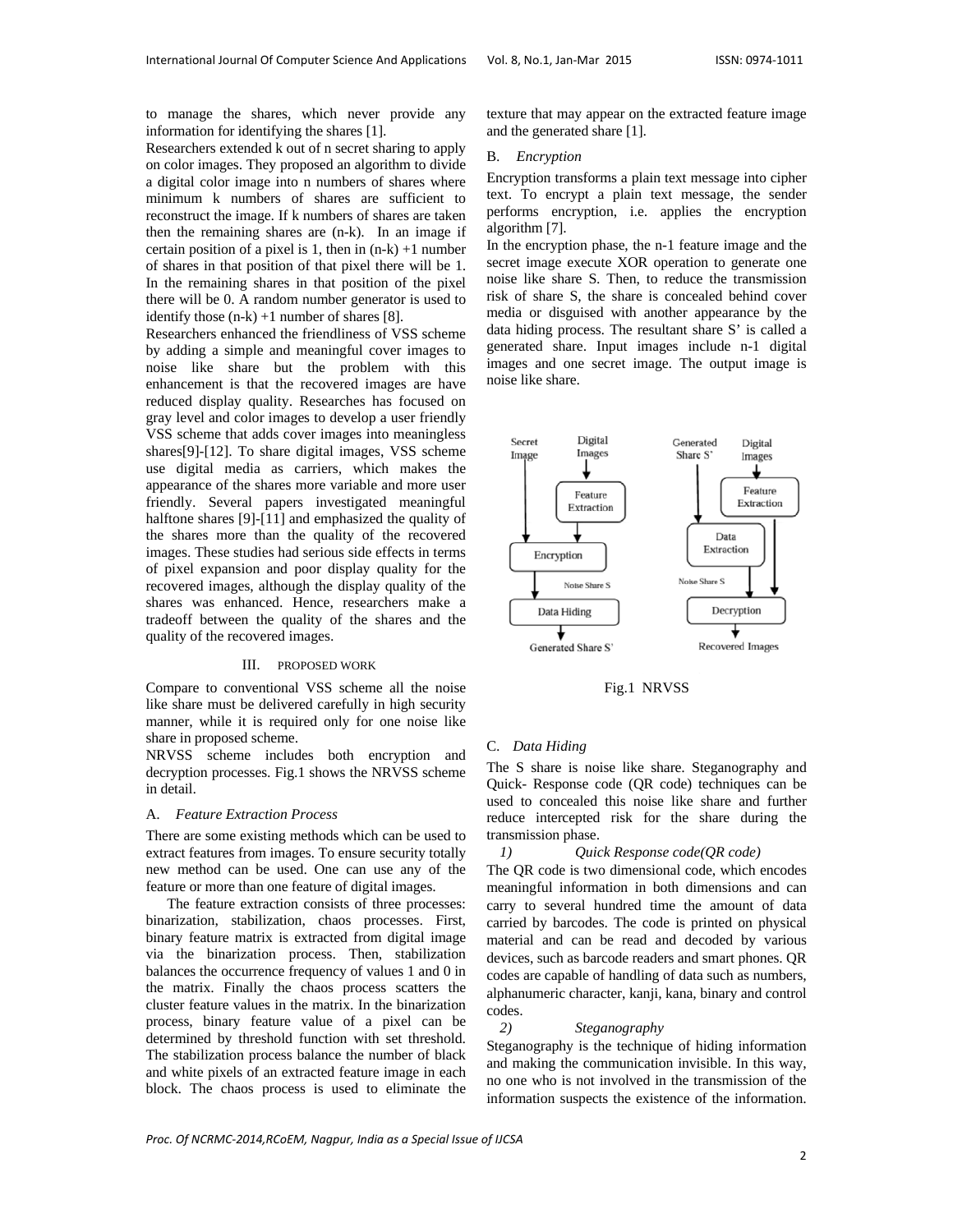to manage the shares, which never provide any information for identifying the shares [1].

Researchers extended k out of n secret sharing to apply on color images. They proposed an algorithm to divide a digital color image into n numbers of shares where minimum k numbers of shares are sufficient to reconstruct the image. If k numbers of shares are taken then the remaining shares are (n-k). In an image if certain position of a pixel is 1, then in (n-k) +1 number of shares in that position of that pixel there will be 1. In the remaining shares in that position of the pixel there will be 0. A random number generator is used to identify those (n-k) +1 number of shares [8].

Researchers enhanced the friendliness of VSS scheme by adding a simple and meaningful cover images to noise like share but the problem with this enhancement is that the recovered images are have reduced display quality. Researches has focused on gray level and color images to develop a user friendly VSS scheme that adds cover images into meaningless shares[9]-[12]. To share digital images, VSS scheme use digital media as carriers, which makes the appearance of the shares more variable and more user friendly. Several papers investigated meaningful halftone shares [9]-[11] and emphasized the quality of the shares more than the quality of the recovered images. These studies had serious side effects in terms of pixel expansion and poor display quality for the recovered images, although the display quality of the shares was enhanced. Hence, researchers make a tradeoff between the quality of the shares and the quality of the recovered images.

## III. PROPOSED WORK

Compare to conventional VSS scheme all the noise like share must be delivered carefully in high security manner, while it is required only for one noise like share in proposed scheme.

NRVSS scheme includes both encryption and decryption processes. Fig.1 shows the NRVSS scheme in detail.

### A. *Feature Extraction Process*

There are some existing methods which can be used to extract features from images. To ensure security totally new method can be used. One can use any of the feature or more than one feature of digital images.

The feature extraction consists of three processes: binarization, stabilization, chaos processes. First, binary feature matrix is extracted from digital image via the binarization process. Then, stabilization balances the occurrence frequency of values 1 and 0 in the matrix. Finally the chaos process scatters the cluster feature values in the matrix. In the binarization process, binary feature value of a pixel can be determined by threshold function with set threshold. The stabilization process balance the number of black and white pixels of an extracted feature image in each block. The chaos process is used to eliminate the texture that may appear on the extracted feature image and the generated share [1].

### B. *Encryption*

Encryption transforms a plain text message into cipher text. To encrypt a plain text message, the sender performs encryption, i.e. applies the encryption algorithm [7].

In the encryption phase, the n-1 feature image and the secret image execute XOR operation to generate one noise like share S. Then, to reduce the transmission risk of share S, the share is concealed behind cover media or disguised with another appearance by the data hiding process. The resultant share S' is called a generated share. Input images include n-1 digital images and one secret image. The output image is noise like share.

Fig.1 NRVSS

### C. *Data Hiding*

The S share is noise like share. Steganography and Quick- Response code (QR code) techniques can be used to concealed this noise like share and further reduce intercepted risk for the share during the transmission phase.

#### 1) *Quick Response code(QR code)*

The QR code is two dimensional code, which encodes meaningful information in both dimensions and can carry to several hundred time the amount of data carried by barcodes. The code is printed on physical material and can be read and decoded by various devices, such as barcode readers and smart phones. QR codes are capable of handling of data such as numbers, alphanumeric character, kanji, kana, binary and control codes.

#### 2) *Steganography*

Steganography is the technique of hiding information and making the communication invisible. In this way, no one who is not involved in the transmission of the information suspects the existence of the information.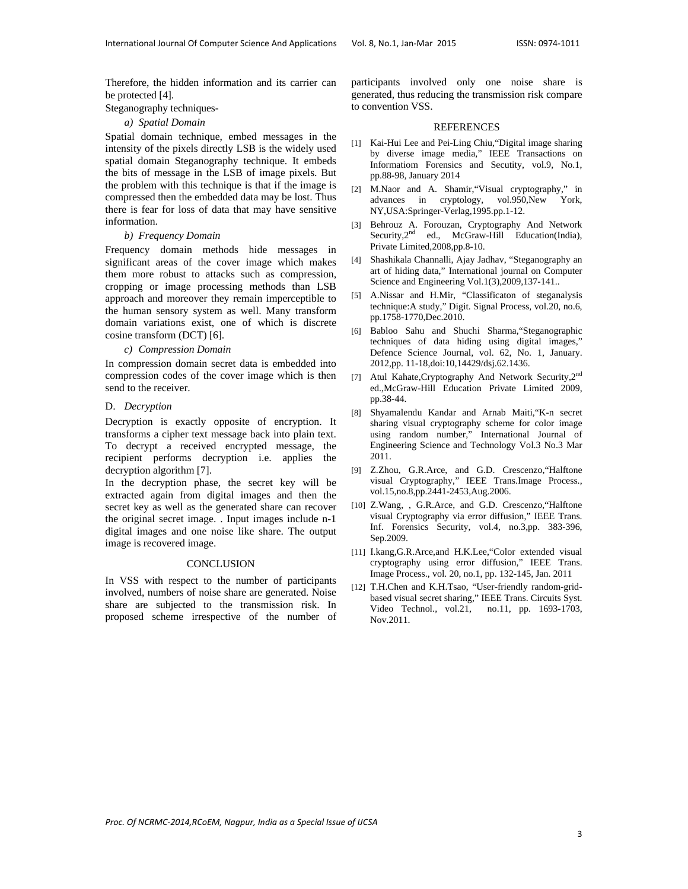Therefore, the hidden information and its carrier can be protected [4].

Steganography techniques-

*a) Spatial Domain*

Spatial domain technique, embed messages in the intensity of the pixels directly LSB is the widely used spatial domain Steganography technique. It embeds the bits of message in the LSB of image pixels. But the problem with this technique is that if the image is compressed then the embedded data may be lost. Thus there is fear for loss of data that may have sensitive information.

*b) Frequency Domain*

Frequency domain methods hide messages in significant areas of the cover image which makes them more robust to attacks such as compression, cropping or image processing methods than LSB approach and moreover they remain imperceptible to the human sensory system as well. Many transform domain variations exist, one of which is discrete cosine transform (DCT) [6].

*c) Compression Domain*

In compression domain secret data is embedded into compression codes of the cover image which is then send to the receiver.

### D. *Decryption*

Decryption is exactly opposite of encryption. It transforms a cipher text message back into plain text. To decrypt a received encrypted message, the recipient performs decryption i.e. applies the decryption algorithm [7].

In the decryption phase, the secret key will be extracted again from digital images and then the secret key as well as the generated share can recover the original secret image. . Input images include n-1 digital images and one noise like share. The output image is recovered image.

## CONCLUSION

In VSS with respect to the number of participants involved, numbers of noise share are generated. Noise share are subjected to the transmission risk. In proposed scheme irrespective of the number of participants involved only one noise share is generated, thus reducing the transmission risk compare to convention VSS.

## REFERENCES

[1] Kai-Hui Lee and Pei-Ling Chiu,"Digital image sharing by diverse image media," IEEE Transactions on Informatiom Forensics and Secutity, vol.9, No.1, pp.88-98, January 2014

[2] M.Naor and A. Shamir,"Visual cryptography," in advances in cryptology, vol.950,New York, NY,USA:Springer-Verlag,1995.pp.1-12.

[3] Behrouz A. Forouzan, Cryptography And Network Security,2nd ed., McGraw-Hill Education(India), Private Limited,2008,pp.8-10.

[4] Shashikala Channalli, Ajay Jadhav, "Steganography an art of hiding data," International journal on Computer Science and Engineering Vol.1(3),2009,137-141..

[5] A.Nissar and H.Mir, "Classificaton of steganalysis technique:A study," Digit. Signal Process, vol.20, no.6, pp.1758-1770,Dec.2010.

[6] Babloo Sahu and Shuchi Sharma,"Steganographic techniques of data hiding using digital images," Defence Science Journal, vol. 62, No. 1, January. 2012,pp. 11-18,doi:10,14429/dsj.62.1436.

[7] Atul Kahate,Cryptography And Network Security,2nd ed.,McGraw-Hill Education Private Limited 2009, pp.38-44.

[8] Shyamalendu Kandar and Arnab Maiti,"K-n secret sharing visual cryptography scheme for color image using random number," International Journal of Engineering Science and Technology Vol.3 No.3 Mar 2011.

[9] Z.Zhou, G.R.Arce, and G.D. Crescenzo,"Halftone visual Cryptography," IEEE Trans.Image Process., vol.15,no.8,pp.2441-2453,Aug.2006.

[10] Z.Wang, , G.R.Arce, and G.D. Crescenzo,"Halftone visual Cryptography via error diffusion," IEEE Trans. Inf. Forensics Security, vol.4, no.3,pp. 383-396, Sep.2009.

[11] I.kang,G.R.Arce,and H.K.Lee,"Color extended visual cryptography using error diffusion," IEEE Trans. Image Process., vol. 20, no.1, pp. 132-145, Jan. 2011

[12] T.H.Chen and K.H.Tsao, "User-friendly random-grid-based visual secret sharing," IEEE Trans. Circuits Syst. Video Technol., vol.21, no.11, pp. 1693-1703, Nov.2011.